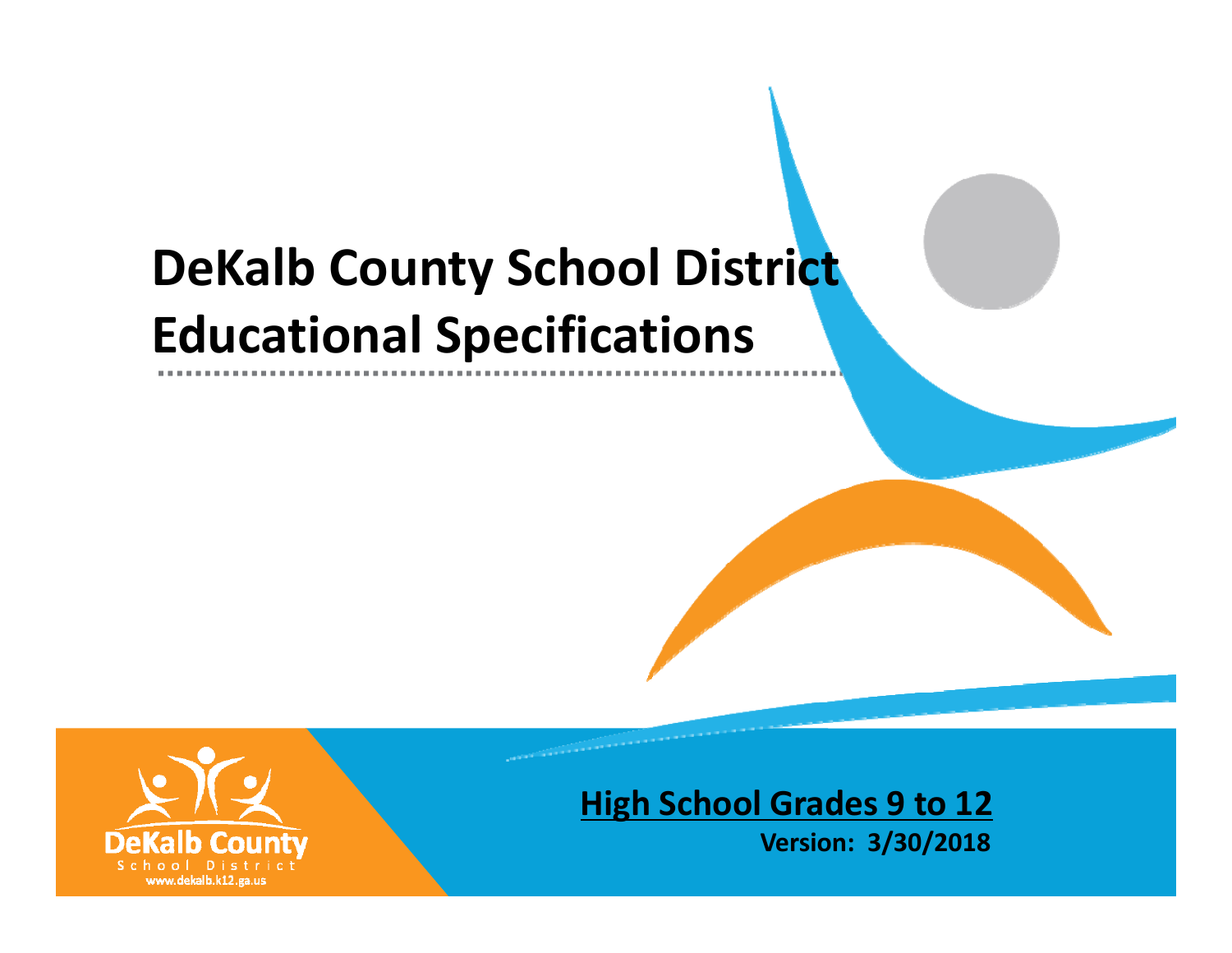# DeKalb County School District Educational Specifications

DeKalb County School District

www.dekalb.k12.ga.us

**High School Grades 9 to 12**

**Version: 3/30/2018**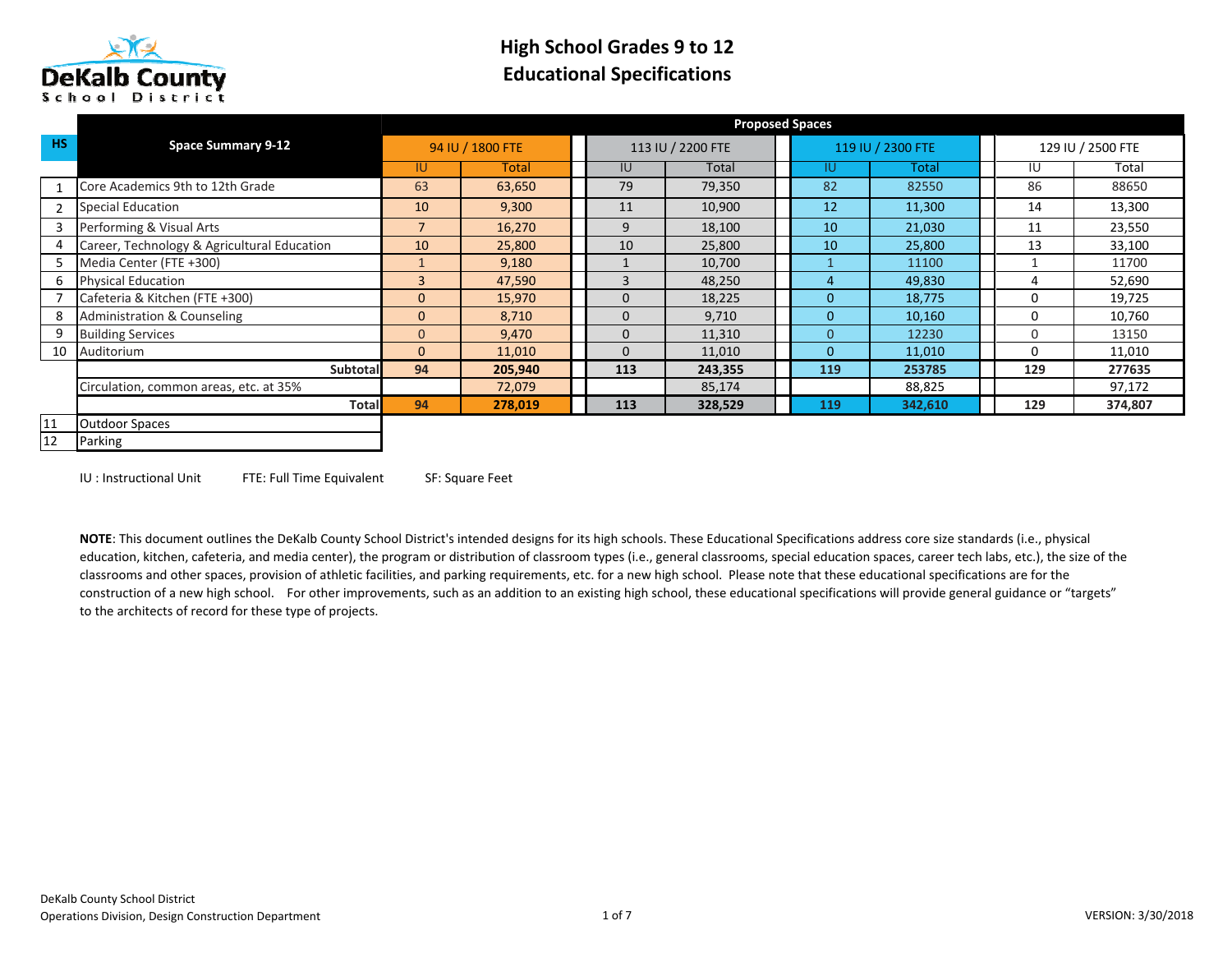# High School Grades 9 to 12
# Educational Specifications

DeKalb County School District

| HS | Space Summary 9-12 | Proposed Spaces | | | | | | | |
|---|---|---|---|---|---|---|---|---|---|
| | | 94 IU / 1800 FTE | | 113 IU / 2200 FTE | | 119 IU / 2300 FTE | | 129 IU / 2500 FTE | |
| | | IU | Total | IU | Total | IU | Total | IU | Total |
| 1 | Core Academics 9th to 12th Grade | 63 | 63,650 | 79 | 79,350 | 82 | 82550 | 86 | 88650 |
| 2 | Special Education | 10 | 9,300 | 11 | 10,900 | 12 | 11,300 | 14 | 13,300 |
| 3 | Performing & Visual Arts | 7 | 16,270 | 9 | 18,100 | 10 | 21,030 | 11 | 23,550 |
| 4 | Career, Technology & Agricultural Education | 10 | 25,800 | 10 | 25,800 | 10 | 25,800 | 13 | 33,100 |
| 5 | Media Center (FTE +300) | 1 | 9,180 | 1 | 10,700 | 1 | 11100 | 1 | 11700 |
| 6 | Physical Education | 3 | 47,590 | 3 | 48,250 | 4 | 49,830 | 4 | 52,690 |
| 7 | Cafeteria & Kitchen (FTE +300) | 0 | 15,970 | 0 | 18,225 | 0 | 18,775 | 0 | 19,725 |
| 8 | Administration & Counseling | 0 | 8,710 | 0 | 9,710 | 0 | 10,160 | 0 | 10,760 |
| 9 | Building Services | 0 | 9,470 | 0 | 11,310 | 0 | 12230 | 0 | 13150 |
| 10 | Auditorium | 0 | 11,010 | 0 | 11,010 | 0 | 11,010 | 0 | 11,010 |
| | **Subtotal** | **94** | **205,940** | **113** | **243,355** | **119** | **253785** | **129** | **277635** |
| | Circulation, common areas, etc. at 35% | | 72,079 | | 85,174 | | 88,825 | | 97,172 |
| | **Total** | **94** | **278,019** | **113** | **328,529** | **119** | **342,610** | **129** | **374,807** |
| 11 | Outdoor Spaces | | | | | | | | |
| 12 | Parking | | | | | | | | |

IU : Instructional Unit     FTE: Full Time Equivalent     SF: Square Feet

**NOTE**: This document outlines the DeKalb County School District's intended designs for its high schools. These Educational Specifications address core size standards (i.e., physical education, kitchen, cafeteria, and media center), the program or distribution of classroom types (i.e., general classrooms, special education spaces, career tech labs, etc.), the size of the classrooms and other spaces, provision of athletic facilities, and parking requirements, etc. for a new high school. Please note that these educational specifications are for the construction of a new high school. For other improvements, such as an addition to an existing high school, these educational specifications will provide general guidance or "targets" to the architects of record for these type of projects.

DeKalb County School District
Operations Division, Design Construction Department

VERSION: 3/30/2018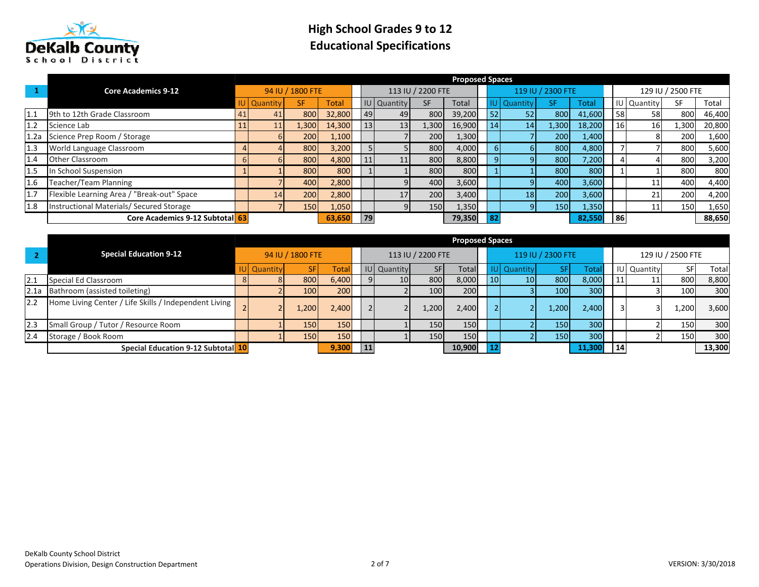# High School Grades 9 to 12
# Educational Specifications

| | | Proposed Spaces | | | | | | | | | | | | | | | |
|---|---|---|---|---|---|---|---|---|---|---|---|---|---|---|---|---|---|
| **1** | **Core Academics 9-12** | 94 IU / 1800 FTE | | | | 113 IU / 2200 FTE | | | | 119 IU / 2300 FTE | | | | 129 IU / 2500 FTE | | | |
| | | IU | Quantity | SF | Total | IU | Quantity | SF | Total | IU | Quantity | SF | Total | IU | Quantity | SF | Total |
| 1.1 | 9th to 12th Grade Classroom | 41 | 41 | 800 | 32,800 | 49 | 49 | 800 | 39,200 | 52 | 52 | 800 | 41,600 | 58 | 58 | 800 | 46,400 |
| 1.2 | Science Lab | 11 | 11 | 1,300 | 14,300 | 13 | 13 | 1,300 | 16,900 | 14 | 14 | 1,300 | 18,200 | 16 | 16 | 1,300 | 20,800 |
| 1.2a | Science Prep Room / Storage | | 6 | 200 | 1,100 | | 7 | 200 | 1,300 | | 7 | 200 | 1,400 | | 8 | 200 | 1,600 |
| 1.3 | World Language Classroom | 4 | 4 | 800 | 3,200 | 5 | 5 | 800 | 4,000 | 6 | 6 | 800 | 4,800 | 7 | 7 | 800 | 5,600 |
| 1.4 | Other Classroom | 6 | 6 | 800 | 4,800 | 11 | 11 | 800 | 8,800 | 9 | 9 | 800 | 7,200 | 4 | 4 | 800 | 3,200 |
| 1.5 | In School Suspension | 1 | 1 | 800 | 800 | 1 | 1 | 800 | 800 | 1 | 1 | 800 | 800 | 1 | 1 | 800 | 800 |
| 1.6 | Teacher/Team Planning | | 7 | 400 | 2,800 | | 9 | 400 | 3,600 | | 9 | 400 | 3,600 | | 11 | 400 | 4,400 |
| 1.7 | Flexible Learning Area / "Break-out" Space | | 14 | 200 | 2,800 | | 17 | 200 | 3,400 | | 18 | 200 | 3,600 | | 21 | 200 | 4,200 |
| 1.8 | Instructional Materials/ Secured Storage | | 7 | 150 | 1,050 | | 9 | 150 | 1,350 | | 9 | 150 | 1,350 | | 11 | 150 | 1,650 |
| | **Core Academics 9-12 Subtotal** | **63** | | | **63,650** | **79** | | | **79,350** | **82** | | | **82,550** | **86** | | | **88,650** |

| | | Proposed Spaces | | | | | | | | | | | | | | | |
|---|---|---|---|---|---|---|---|---|---|---|---|---|---|---|---|---|---|
| **2** | **Special Education 9-12** | 94 IU / 1800 FTE | | | | 113 IU / 2200 FTE | | | | 119 IU / 2300 FTE | | | | 129 IU / 2500 FTE | | | |
| | | IU | Quantity | SF | Total | IU | Quantity | SF | Total | IU | Quantity | SF | Total | IU | Quantity | SF | Total |
| 2.1 | Special Ed Classroom | 8 | 8 | 800 | 6,400 | 9 | 10 | 800 | 8,000 | 10 | 10 | 800 | 8,000 | 11 | 11 | 800 | 8,800 |
| 2.1a | Bathroom (assisted toileting) | | 2 | 100 | 200 | | 2 | 100 | 200 | | 3 | 100 | 300 | | 3 | 100 | 300 |
| 2.2 | Home Living Center / Life Skills / Independent Living | 2 | 2 | 1,200 | 2,400 | 2 | 2 | 1,200 | 2,400 | 2 | 2 | 1,200 | 2,400 | 3 | 3 | 1,200 | 3,600 |
| 2.3 | Small Group / Tutor / Resource Room | | 1 | 150 | 150 | | 1 | 150 | 150 | | 2 | 150 | 300 | | 2 | 150 | 300 |
| 2.4 | Storage / Book Room | | 1 | 150 | 150 | | 1 | 150 | 150 | | 2 | 150 | 300 | | 2 | 150 | 300 |
| | **Special Education 9-12 Subtotal** | **10** | | | **9,300** | **11** | | | **10,900** | **12** | | | **11,300** | **14** | | | **13,300** |

DeKalb County School District
Operations Division, Design Construction Department

VERSION: 3/30/2018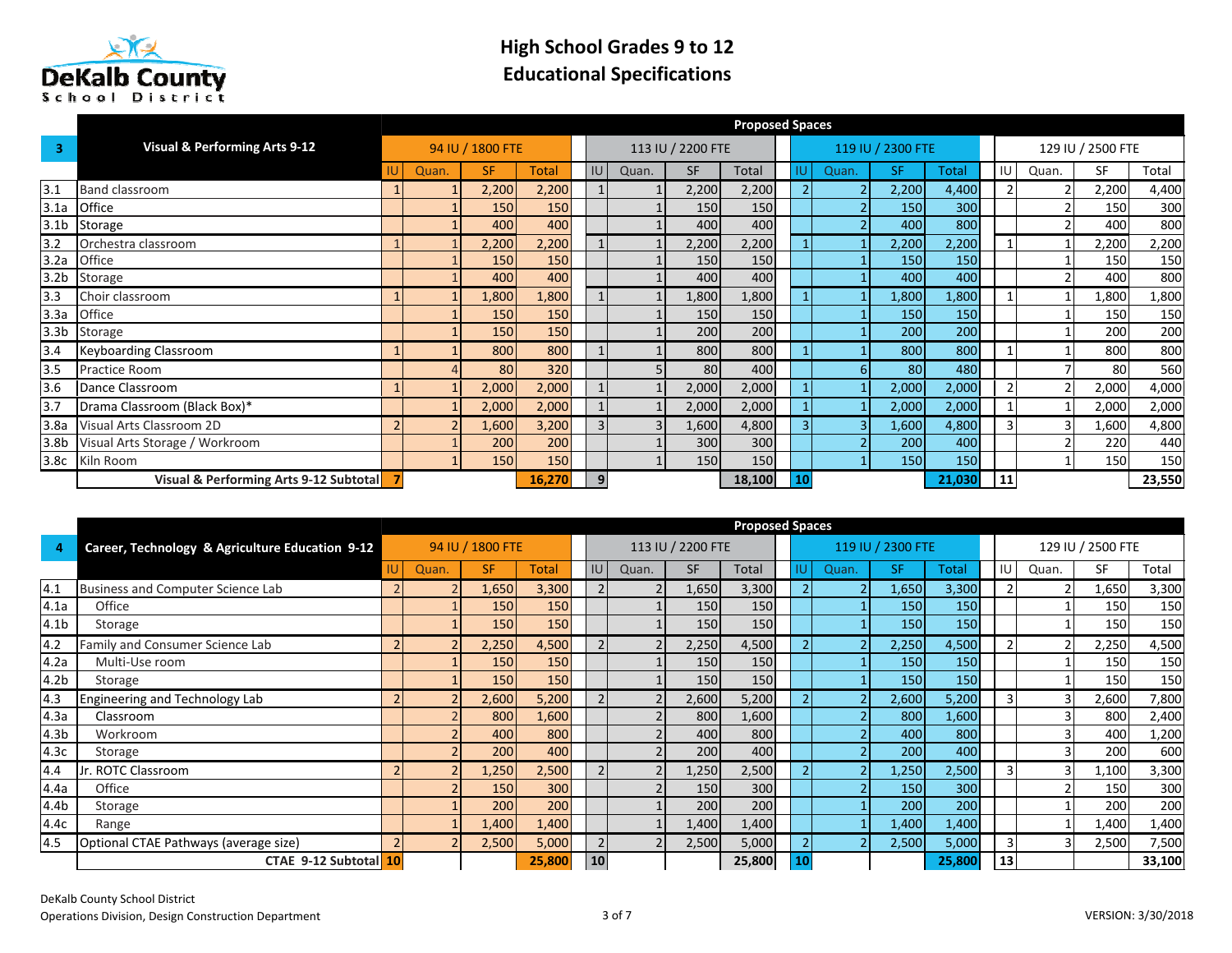# High School Grades 9 to 12
## Educational Specifications

DeKalb County School District

| 3 | Visual & Performing Arts 9-12 | Proposed Spaces | | | | | | | | | | | | | | | |
|---|---|---|---|---|---|---|---|---|---|---|---|---|---|---|---|---|---|
| | | 94 IU / 1800 FTE | | | | 113 IU / 2200 FTE | | | | 119 IU / 2300 FTE | | | | 129 IU / 2500 FTE | | | |
| | | IU | Quan. | SF | Total | IU | Quan. | SF | Total | IU | Quan. | SF | Total | IU | Quan. | SF | Total |
| 3.1 | Band classroom | 1 | 1 | 2,200 | 2,200 | 1 | 1 | 2,200 | 2,200 | 2 | 2 | 2,200 | 4,400 | 2 | 2 | 2,200 | 4,400 |
| 3.1a | Office | | 1 | 150 | 150 | | 1 | 150 | 150 | | 2 | 150 | 300 | | 2 | 150 | 300 |
| 3.1b | Storage | | 1 | 400 | 400 | | 1 | 400 | 400 | | 2 | 400 | 800 | | 2 | 400 | 800 |
| 3.2 | Orchestra classroom | 1 | 1 | 2,200 | 2,200 | 1 | 1 | 2,200 | 2,200 | 1 | 1 | 2,200 | 2,200 | 1 | 1 | 2,200 | 2,200 |
| 3.2a | Office | | 1 | 150 | 150 | | 1 | 150 | 150 | | 1 | 150 | 150 | | 1 | 150 | 150 |
| 3.2b | Storage | | 1 | 400 | 400 | | 1 | 400 | 400 | | 1 | 400 | 400 | | 2 | 400 | 800 |
| 3.3 | Choir classroom | 1 | 1 | 1,800 | 1,800 | 1 | 1 | 1,800 | 1,800 | 1 | 1 | 1,800 | 1,800 | 1 | 1 | 1,800 | 1,800 |
| 3.3a | Office | | 1 | 150 | 150 | | 1 | 150 | 150 | | 1 | 150 | 150 | | 1 | 150 | 150 |
| 3.3b | Storage | | 1 | 150 | 150 | | 1 | 200 | 200 | | 1 | 200 | 200 | | 1 | 200 | 200 |
| 3.4 | Keyboarding Classroom | 1 | 1 | 800 | 800 | 1 | 1 | 800 | 800 | 1 | 1 | 800 | 800 | 1 | 1 | 800 | 800 |
| 3.5 | Practice Room | | 4 | 80 | 320 | | 5 | 80 | 400 | | 6 | 80 | 480 | | 7 | 80 | 560 |
| 3.6 | Dance Classroom | 1 | 1 | 2,000 | 2,000 | 1 | 1 | 2,000 | 2,000 | 1 | 1 | 2,000 | 2,000 | 2 | 2 | 2,000 | 4,000 |
| 3.7 | Drama Classroom (Black Box)* | | 1 | 2,000 | 2,000 | 1 | 1 | 2,000 | 2,000 | 1 | 1 | 2,000 | 2,000 | 1 | 1 | 2,000 | 2,000 |
| 3.8a | Visual Arts Classroom 2D | 2 | 2 | 1,600 | 3,200 | 3 | 3 | 1,600 | 4,800 | 3 | 3 | 1,600 | 4,800 | 3 | 3 | 1,600 | 4,800 |
| 3.8b | Visual Arts Storage / Workroom | | 1 | 200 | 200 | | 1 | 300 | 300 | | 2 | 200 | 400 | | 2 | 220 | 440 |
| 3.8c | Kiln Room | | 1 | 150 | 150 | | 1 | 150 | 150 | | 1 | 150 | 150 | | 1 | 150 | 150 |
| | **Visual & Performing Arts 9-12 Subtotal** | **7** | | | **16,270** | **9** | | | **18,100** | **10** | | | **21,030** | **11** | | | **23,550** |

| 4 | Career, Technology & Agriculture Education 9-12 | Proposed Spaces | | | | | | | | | | | | | | | |
|---|---|---|---|---|---|---|---|---|---|---|---|---|---|---|---|---|---|
| | | 94 IU / 1800 FTE | | | | 113 IU / 2200 FTE | | | | 119 IU / 2300 FTE | | | | 129 IU / 2500 FTE | | | |
| | | IU | Quan. | SF | Total | IU | Quan. | SF | Total | IU | Quan. | SF | Total | IU | Quan. | SF | Total |
| 4.1 | Business and Computer Science Lab | 2 | 2 | 1,650 | 3,300 | 2 | 2 | 1,650 | 3,300 | 2 | 2 | 1,650 | 3,300 | 2 | 2 | 1,650 | 3,300 |
| 4.1a | Office | | 1 | 150 | 150 | | 1 | 150 | 150 | | 1 | 150 | 150 | | 1 | 150 | 150 |
| 4.1b | Storage | | 1 | 150 | 150 | | 1 | 150 | 150 | | 1 | 150 | 150 | | 1 | 150 | 150 |
| 4.2 | Family and Consumer Science Lab | 2 | 2 | 2,250 | 4,500 | 2 | 2 | 2,250 | 4,500 | 2 | 2 | 2,250 | 4,500 | 2 | 2 | 2,250 | 4,500 |
| 4.2a | Multi-Use room | | 1 | 150 | 150 | | 1 | 150 | 150 | | 1 | 150 | 150 | | 1 | 150 | 150 |
| 4.2b | Storage | | 1 | 150 | 150 | | 1 | 150 | 150 | | 1 | 150 | 150 | | 1 | 150 | 150 |
| 4.3 | Engineering and Technology Lab | 2 | 2 | 2,600 | 5,200 | 2 | 2 | 2,600 | 5,200 | 2 | 2 | 2,600 | 5,200 | 3 | 3 | 2,600 | 7,800 |
| 4.3a | Classroom | | 2 | 800 | 1,600 | | 2 | 800 | 1,600 | | 2 | 800 | 1,600 | | 3 | 800 | 2,400 |
| 4.3b | Workroom | | 2 | 400 | 800 | | 2 | 400 | 800 | | 2 | 400 | 800 | | 3 | 400 | 1,200 |
| 4.3c | Storage | | 2 | 200 | 400 | | 2 | 200 | 400 | | 2 | 200 | 400 | | 3 | 200 | 600 |
| 4.4 | Jr. ROTC Classroom | 2 | 2 | 1,250 | 2,500 | 2 | 2 | 1,250 | 2,500 | 2 | 2 | 1,250 | 2,500 | 3 | 3 | 1,100 | 3,300 |
| 4.4a | Office | | 2 | 150 | 300 | | 2 | 150 | 300 | | 2 | 150 | 300 | | 2 | 150 | 300 |
| 4.4b | Storage | | 1 | 200 | 200 | | 1 | 200 | 200 | | 1 | 200 | 200 | | 1 | 200 | 200 |
| 4.4c | Range | | 1 | 1,400 | 1,400 | | 1 | 1,400 | 1,400 | | 1 | 1,400 | 1,400 | | 1 | 1,400 | 1,400 |
| 4.5 | Optional CTAE Pathways (average size) | 2 | 2 | 2,500 | 5,000 | 2 | 2 | 2,500 | 5,000 | 2 | 2 | 2,500 | 5,000 | 3 | 3 | 2,500 | 7,500 |
| | **CTAE 9-12 Subtotal** | **10** | | | **25,800** | **10** | | | **25,800** | **10** | | | **25,800** | **13** | | | **33,100** |

DeKalb County School District
Operations Division, Design Construction Department

VERSION: 3/30/2018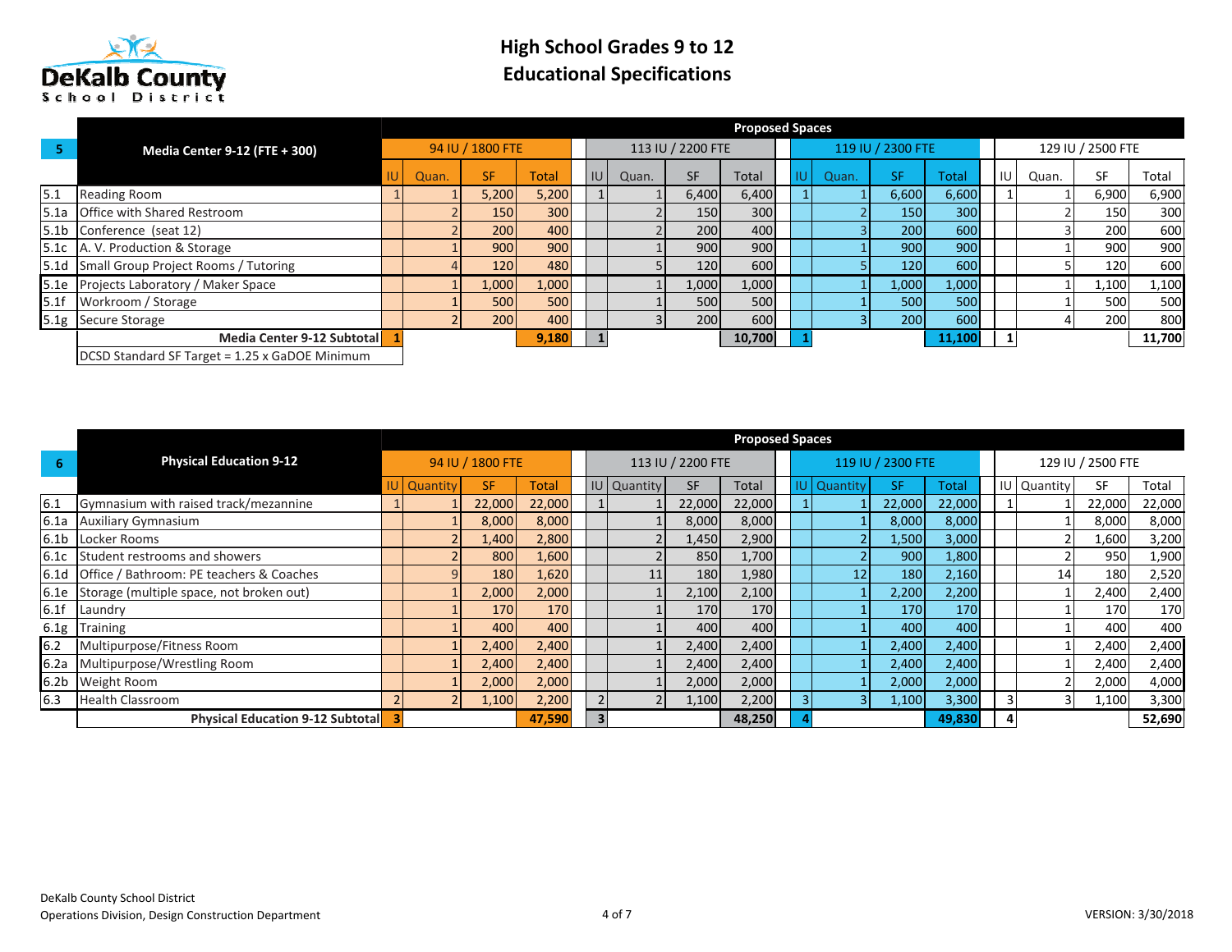# High School Grades 9 to 12
# Educational Specifications

| 5 | Media Center 9-12 (FTE + 300) | Proposed Spaces | | | | | | | | | | | | | | | |
|---|---|---|---|---|---|---|---|---|---|---|---|---|---|---|---|---|---|
| | | 94 IU / 1800 FTE | | | | 113 IU / 2200 FTE | | | | 119 IU / 2300 FTE | | | | 129 IU / 2500 FTE | | | |
| | | IU | Quan. | SF | Total | IU | Quan. | SF | Total | IU | Quan. | SF | Total | IU | Quan. | SF | Total |
| 5.1 | Reading Room | 1 | 1 | 5,200 | 5,200 | 1 | 1 | 6,400 | 6,400 | 1 | 1 | 6,600 | 6,600 | 1 | 1 | 6,900 | 6,900 |
| 5.1a | Office with Shared Restroom | | 2 | 150 | 300 | | 2 | 150 | 300 | | 2 | 150 | 300 | | 2 | 150 | 300 |
| 5.1b | Conference (seat 12) | | 2 | 200 | 400 | | 2 | 200 | 400 | | 3 | 200 | 600 | | 3 | 200 | 600 |
| 5.1c | A. V. Production & Storage | | 1 | 900 | 900 | | 1 | 900 | 900 | | 1 | 900 | 900 | | 1 | 900 | 900 |
| 5.1d | Small Group Project Rooms / Tutoring | | 4 | 120 | 480 | | 5 | 120 | 600 | | 5 | 120 | 600 | | 5 | 120 | 600 |
| 5.1e | Projects Laboratory / Maker Space | | 1 | 1,000 | 1,000 | | 1 | 1,000 | 1,000 | | 1 | 1,000 | 1,000 | | 1 | 1,100 | 1,100 |
| 5.1f | Workroom / Storage | | 1 | 500 | 500 | | 1 | 500 | 500 | | 1 | 500 | 500 | | 1 | 500 | 500 |
| 5.1g | Secure Storage | | 2 | 200 | 400 | | 3 | 200 | 600 | | 3 | 200 | 600 | | 4 | 200 | 800 |
| | **Media Center 9-12 Subtotal** | **1** | | | **9,180** | **1** | | | **10,700** | **1** | | | **11,100** | **1** | | | **11,700** |
| | DCSD Standard SF Target = 1.25 x GaDOE Minimum | | | | | | | | | | | | | | | | |

| 6 | Physical Education 9-12 | Proposed Spaces | | | | | | | | | | | | | | | |
|---|---|---|---|---|---|---|---|---|---|---|---|---|---|---|---|---|---|
| | | 94 IU / 1800 FTE | | | | 113 IU / 2200 FTE | | | | 119 IU / 2300 FTE | | | | 129 IU / 2500 FTE | | | |
| | | IU | Quantity | SF | Total | IU | Quantity | SF | Total | IU | Quantity | SF | Total | IU | Quantity | SF | Total |
| 6.1 | Gymnasium with raised track/mezannine | 1 | 1 | 22,000 | 22,000 | 1 | 1 | 22,000 | 22,000 | 1 | 1 | 22,000 | 22,000 | 1 | 1 | 22,000 | 22,000 |
| 6.1a | Auxiliary Gymnasium | | 1 | 8,000 | 8,000 | | 1 | 8,000 | 8,000 | | 1 | 8,000 | 8,000 | | 1 | 8,000 | 8,000 |
| 6.1b | Locker Rooms | | 2 | 1,400 | 2,800 | | 2 | 1,450 | 2,900 | | 2 | 1,500 | 3,000 | | 2 | 1,600 | 3,200 |
| 6.1c | Student restrooms and showers | | 2 | 800 | 1,600 | | 2 | 850 | 1,700 | | 2 | 900 | 1,800 | | 2 | 950 | 1,900 |
| 6.1d | Office / Bathroom: PE teachers & Coaches | | 9 | 180 | 1,620 | | 11 | 180 | 1,980 | | 12 | 180 | 2,160 | | 14 | 180 | 2,520 |
| 6.1e | Storage (multiple space, not broken out) | | 1 | 2,000 | 2,000 | | 1 | 2,100 | 2,100 | | 1 | 2,200 | 2,200 | | 1 | 2,400 | 2,400 |
| 6.1f | Laundry | | 1 | 170 | 170 | | 1 | 170 | 170 | | 1 | 170 | 170 | | 1 | 170 | 170 |
| 6.1g | Training | | 1 | 400 | 400 | | 1 | 400 | 400 | | 1 | 400 | 400 | | 1 | 400 | 400 |
| 6.2 | Multipurpose/Fitness Room | | 1 | 2,400 | 2,400 | | 1 | 2,400 | 2,400 | | 1 | 2,400 | 2,400 | | 1 | 2,400 | 2,400 |
| 6.2a | Multipurpose/Wrestling Room | | 1 | 2,400 | 2,400 | | 1 | 2,400 | 2,400 | | 1 | 2,400 | 2,400 | | 1 | 2,400 | 2,400 |
| 6.2b | Weight Room | | 1 | 2,000 | 2,000 | | 1 | 2,000 | 2,000 | | 1 | 2,000 | 2,000 | | 2 | 2,000 | 4,000 |
| 6.3 | Health Classroom | 2 | 2 | 1,100 | 2,200 | 2 | 2 | 1,100 | 2,200 | 3 | 3 | 1,100 | 3,300 | 3 | 3 | 1,100 | 3,300 |
| | **Physical Education 9-12 Subtotal** | **3** | | | **47,590** | **3** | | | **48,250** | **4** | | | **49,830** | **4** | | | **52,690** |

DeKalb County School District
Operations Division, Design Construction Department

VERSION: 3/30/2018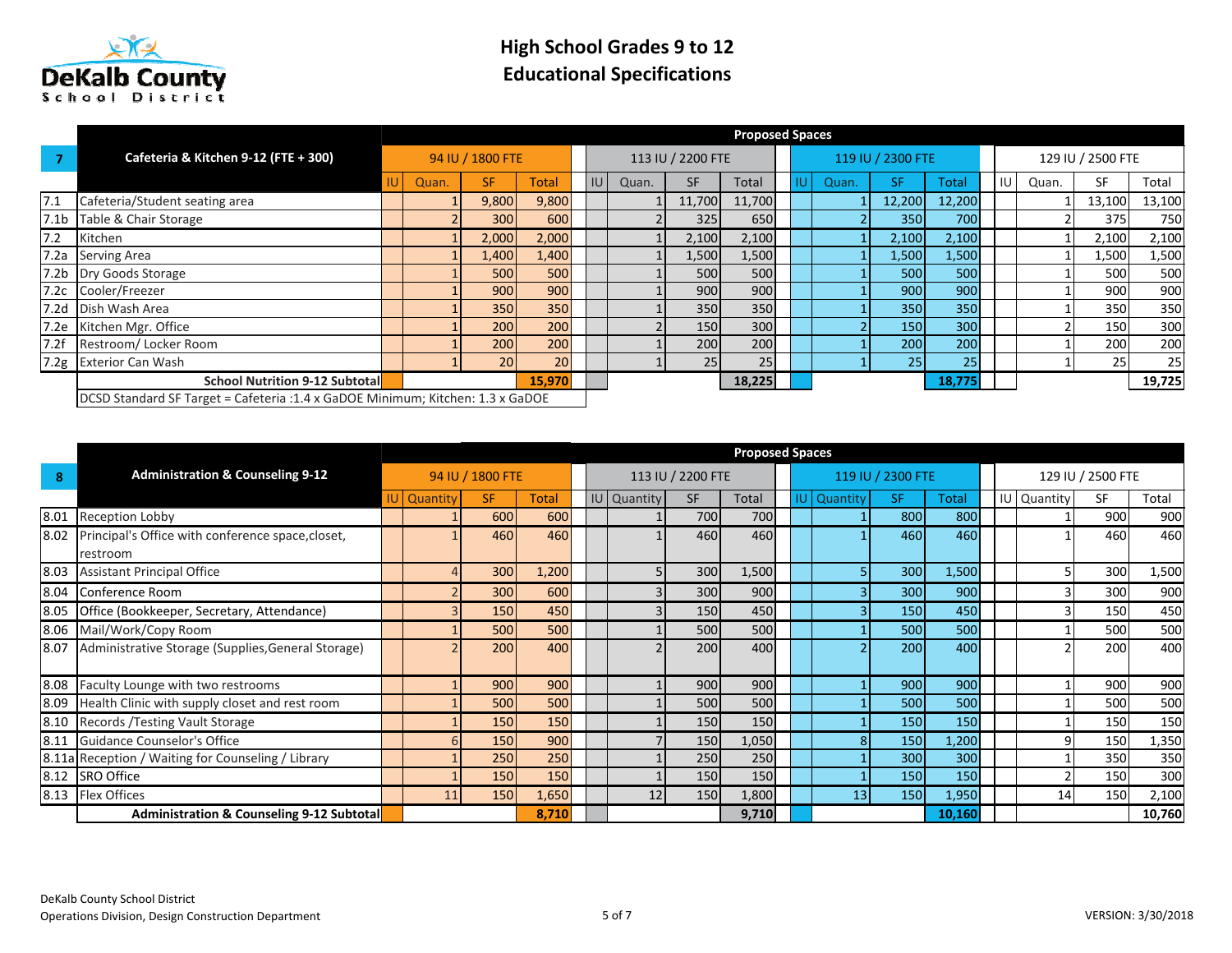# High School Grades 9 to 12
# Educational Specifications

| 7 | Cafeteria & Kitchen 9-12 (FTE + 300) | Proposed Spaces | | | | | | | | | | | | | | | |
|---|---|---|---|---|---|---|---|---|---|---|---|---|---|---|---|---|---|
| | | 94 IU / 1800 FTE | | | | 113 IU / 2200 FTE | | | | 119 IU / 2300 FTE | | | | 129 IU / 2500 FTE | | | |
| | | IU | Quan. | SF | Total | IU | Quan. | SF | Total | IU | Quan. | SF | Total | IU | Quan. | SF | Total |
| 7.1 | Cafeteria/Student seating area | | 1 | 9,800 | 9,800 | | 1 | 11,700 | 11,700 | | 1 | 12,200 | 12,200 | | 1 | 13,100 | 13,100 |
| 7.1b | Table & Chair Storage | | 2 | 300 | 600 | | 2 | 325 | 650 | | 2 | 350 | 700 | | 2 | 375 | 750 |
| 7.2 | Kitchen | | 1 | 2,000 | 2,000 | | 1 | 2,100 | 2,100 | | 1 | 2,100 | 2,100 | | 1 | 2,100 | 2,100 |
| 7.2a | Serving Area | | 1 | 1,400 | 1,400 | | 1 | 1,500 | 1,500 | | 1 | 1,500 | 1,500 | | 1 | 1,500 | 1,500 |
| 7.2b | Dry Goods Storage | | 1 | 500 | 500 | | 1 | 500 | 500 | | 1 | 500 | 500 | | 1 | 500 | 500 |
| 7.2c | Cooler/Freezer | | 1 | 900 | 900 | | 1 | 900 | 900 | | 1 | 900 | 900 | | 1 | 900 | 900 |
| 7.2d | Dish Wash Area | | 1 | 350 | 350 | | 1 | 350 | 350 | | 1 | 350 | 350 | | 1 | 350 | 350 |
| 7.2e | Kitchen Mgr. Office | | 1 | 200 | 200 | | 2 | 150 | 300 | | 2 | 150 | 300 | | 2 | 150 | 300 |
| 7.2f | Restroom/ Locker Room | | 1 | 200 | 200 | | 1 | 200 | 200 | | 1 | 200 | 200 | | 1 | 200 | 200 |
| 7.2g | Exterior Can Wash | | 1 | 20 | 20 | | 1 | 25 | 25 | | 1 | 25 | 25 | | 1 | 25 | 25 |
| | **School Nutrition 9-12 Subtotal** | | | | **15,970** | | | | **18,225** | | | | **18,775** | | | | **19,725** |
| | DCSD Standard SF Target = Cafeteria :1.4 x GaDOE Minimum; Kitchen: 1.3 x GaDOE | | | | | | | | | | | | | | | | |

| 8 | Administration & Counseling 9-12 | Proposed Spaces | | | | | | | | | | | | | | | |
|---|---|---|---|---|---|---|---|---|---|---|---|---|---|---|---|---|---|
| | | 94 IU / 1800 FTE | | | | 113 IU / 2200 FTE | | | | 119 IU / 2300 FTE | | | | 129 IU / 2500 FTE | | | |
| | | IU | Quantity | SF | Total | IU | Quantity | SF | Total | IU | Quantity | SF | Total | IU | Quantity | SF | Total |
| 8.01 | Reception Lobby | | 1 | 600 | 600 | | 1 | 700 | 700 | | 1 | 800 | 800 | | 1 | 900 | 900 |
| 8.02 | Principal's Office with conference space,closet, restroom | | 1 | 460 | 460 | | 1 | 460 | 460 | | 1 | 460 | 460 | | 1 | 460 | 460 |
| 8.03 | Assistant Principal Office | | 4 | 300 | 1,200 | | 5 | 300 | 1,500 | | 5 | 300 | 1,500 | | 5 | 300 | 1,500 |
| 8.04 | Conference Room | | 2 | 300 | 600 | | 3 | 300 | 900 | | 3 | 300 | 900 | | 3 | 300 | 900 |
| 8.05 | Office (Bookkeeper, Secretary, Attendance) | | 3 | 150 | 450 | | 3 | 150 | 450 | | 3 | 150 | 450 | | 3 | 150 | 450 |
| 8.06 | Mail/Work/Copy Room | | 1 | 500 | 500 | | 1 | 500 | 500 | | 1 | 500 | 500 | | 1 | 500 | 500 |
| 8.07 | Administrative Storage (Supplies,General Storage) | | 2 | 200 | 400 | | 2 | 200 | 400 | | 2 | 200 | 400 | | 2 | 200 | 400 |
| 8.08 | Faculty Lounge with two restrooms | | 1 | 900 | 900 | | 1 | 900 | 900 | | 1 | 900 | 900 | | 1 | 900 | 900 |
| 8.09 | Health Clinic with supply closet and rest room | | 1 | 500 | 500 | | 1 | 500 | 500 | | 1 | 500 | 500 | | 1 | 500 | 500 |
| 8.10 | Records /Testing Vault Storage | | 1 | 150 | 150 | | 1 | 150 | 150 | | 1 | 150 | 150 | | 1 | 150 | 150 |
| 8.11 | Guidance Counselor's Office | | 6 | 150 | 900 | | 7 | 150 | 1,050 | | 8 | 150 | 1,200 | | 9 | 150 | 1,350 |
| 8.11a | Reception / Waiting for Counseling / Library | | 1 | 250 | 250 | | 1 | 250 | 250 | | 1 | 300 | 300 | | 1 | 350 | 350 |
| 8.12 | SRO Office | | 1 | 150 | 150 | | 1 | 150 | 150 | | 1 | 150 | 150 | | 2 | 150 | 300 |
| 8.13 | Flex Offices | | 11 | 150 | 1,650 | | 12 | 150 | 1,800 | | 13 | 150 | 1,950 | | 14 | 150 | 2,100 |
| | **Administration & Counseling 9-12 Subtotal** | | | | **8,710** | | | | **9,710** | | | | **10,160** | | | | **10,760** |

DeKalb County School District
Operations Division, Design Construction Department

VERSION: 3/30/2018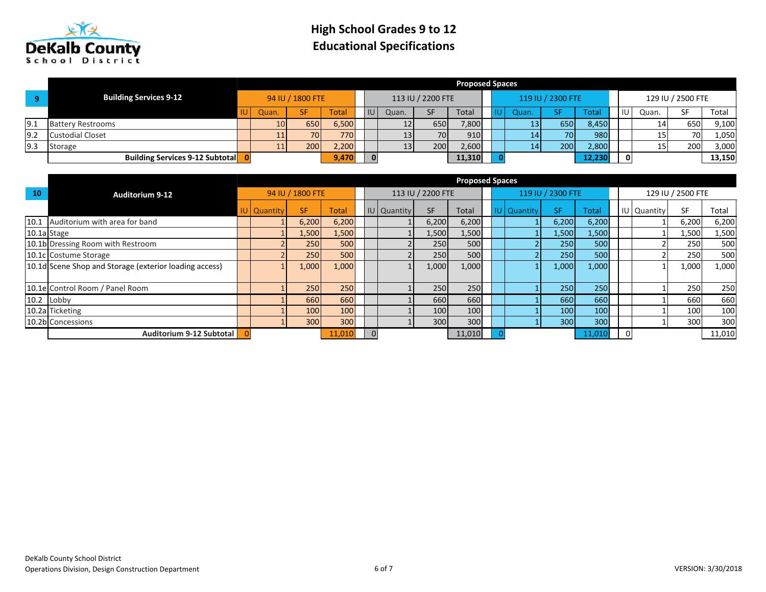# High School Grades 9 to 12
# Educational Specifications

| 9 | Building Services 9-12 | 94 IU / 1800 FTE | | | | 113 IU / 2200 FTE | | | | 119 IU / 2300 FTE | | | | 129 IU / 2500 FTE | | | |
|---|---|---|---|---|---|---|---|---|---|---|---|---|---|---|---|---|---|
| | | IU | Quan. | SF | Total | IU | Quan. | SF | Total | IU | Quan. | SF | Total | IU | Quan. | SF | Total |
| 9.1 | Battery Restrooms | | 10 | 650 | 6,500 | | 12 | 650 | 7,800 | | 13 | 650 | 8,450 | | 14 | 650 | 9,100 |
| 9.2 | Custodial Closet | | 11 | 70 | 770 | | 13 | 70 | 910 | | 14 | 70 | 980 | | 15 | 70 | 1,050 |
| 9.3 | Storage | | 11 | 200 | 2,200 | | 13 | 200 | 2,600 | | 14 | 200 | 2,800 | | 15 | 200 | 3,000 |
| | **Building Services 9-12 Subtotal** | **0** | | | **9,470** | **0** | | | **11,310** | **0** | | | **12,230** | **0** | | | **13,150** |

| 10 | Auditorium 9-12 | 94 IU / 1800 FTE | | | | 113 IU / 2200 FTE | | | | 119 IU / 2300 FTE | | | | 129 IU / 2500 FTE | | | |
|---|---|---|---|---|---|---|---|---|---|---|---|---|---|---|---|---|---|
| | | IU | Quantity | SF | Total | IU | Quantity | SF | Total | IU | Quantity | SF | Total | IU | Quantity | SF | Total |
| 10.1 | Auditorium with area for band | | 1 | 6,200 | 6,200 | | 1 | 6,200 | 6,200 | | 1 | 6,200 | 6,200 | | 1 | 6,200 | 6,200 |
| 10.1a | Stage | | 1 | 1,500 | 1,500 | | 1 | 1,500 | 1,500 | | 1 | 1,500 | 1,500 | | 1 | 1,500 | 1,500 |
| 10.1b | Dressing Room with Restroom | | 2 | 250 | 500 | | 2 | 250 | 500 | | 2 | 250 | 500 | | 2 | 250 | 500 |
| 10.1c | Costume Storage | | 2 | 250 | 500 | | 2 | 250 | 500 | | 2 | 250 | 500 | | 2 | 250 | 500 |
| 10.1d | Scene Shop and Storage (exterior loading access) | | 1 | 1,000 | 1,000 | | 1 | 1,000 | 1,000 | | 1 | 1,000 | 1,000 | | 1 | 1,000 | 1,000 |
| 10.1e | Control Room / Panel Room | | 1 | 250 | 250 | | 1 | 250 | 250 | | 1 | 250 | 250 | | 1 | 250 | 250 |
| 10.2 | Lobby | | 1 | 660 | 660 | | 1 | 660 | 660 | | 1 | 660 | 660 | | 1 | 660 | 660 |
| 10.2a | Ticketing | | 1 | 100 | 100 | | 1 | 100 | 100 | | 1 | 100 | 100 | | 1 | 100 | 100 |
| 10.2b | Concessions | | 1 | 300 | 300 | | 1 | 300 | 300 | | 1 | 300 | 300 | | 1 | 300 | 300 |
| | **Auditorium 9-12 Subtotal** | 0 | | | 11,010 | 0 | | | 11,010 | 0 | | | 11,010 | 0 | | | 11,010 |

DeKalb County School District
Operations Division, Design Construction Department

VERSION: 3/30/2018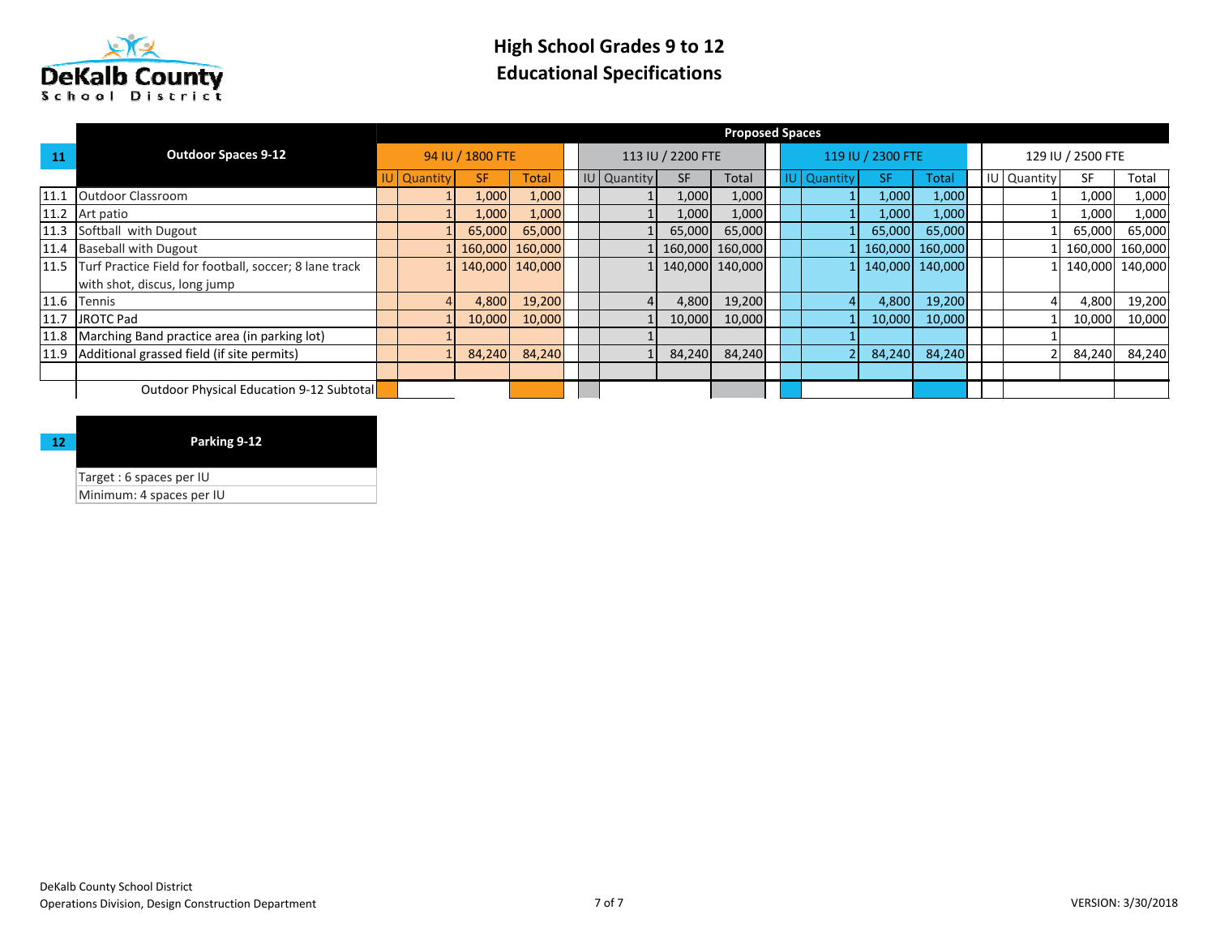# High School Grades 9 to 12
# Educational Specifications

| 11 | Outdoor Spaces 9-12 | Proposed Spaces | | | | | | | | | | | | | | | |
|---|---|---|---|---|---|---|---|---|---|---|---|---|---|---|---|---|---|
| | | 94 IU / 1800 FTE | | | | 113 IU / 2200 FTE | | | | 119 IU / 2300 FTE | | | | 129 IU / 2500 FTE | | | |
| | | IU | Quantity | SF | Total | IU | Quantity | SF | Total | IU | Quantity | SF | Total | IU | Quantity | SF | Total |
| 11.1 | Outdoor Classroom | | 1 | 1,000 | 1,000 | | 1 | 1,000 | 1,000 | | 1 | 1,000 | 1,000 | | 1 | 1,000 | 1,000 |
| 11.2 | Art patio | | 1 | 1,000 | 1,000 | | 1 | 1,000 | 1,000 | | 1 | 1,000 | 1,000 | | 1 | 1,000 | 1,000 |
| 11.3 | Softball with Dugout | | 1 | 65,000 | 65,000 | | 1 | 65,000 | 65,000 | | 1 | 65,000 | 65,000 | | 1 | 65,000 | 65,000 |
| 11.4 | Baseball with Dugout | | 1 | 160,000 | 160,000 | | 1 | 160,000 | 160,000 | | 1 | 160,000 | 160,000 | | 1 | 160,000 | 160,000 |
| 11.5 | Turf Practice Field for football, soccer; 8 lane track with shot, discus, long jump | | 1 | 140,000 | 140,000 | | 1 | 140,000 | 140,000 | | 1 | 140,000 | 140,000 | | 1 | 140,000 | 140,000 |
| 11.6 | Tennis | | 4 | 4,800 | 19,200 | | 4 | 4,800 | 19,200 | | 4 | 4,800 | 19,200 | | 4 | 4,800 | 19,200 |
| 11.7 | JROTC Pad | | 1 | 10,000 | 10,000 | | 1 | 10,000 | 10,000 | | 1 | 10,000 | 10,000 | | 1 | 10,000 | 10,000 |
| 11.8 | Marching Band practice area (in parking lot) | | 1 | | | | 1 | | | | 1 | | | | 1 | | |
| 11.9 | Additional grassed field (if site permits) | | 1 | 84,240 | 84,240 | | 1 | 84,240 | 84,240 | | 2 | 84,240 | 84,240 | | 2 | 84,240 | 84,240 |
| | | | | | | | | | | | | | | | | | |
| | Outdoor Physical Education 9-12 Subtotal | | | | | | | | | | | | | | | | |

| 12 | Parking 9-12 |
|---|---|
| | Target : 6 spaces per IU |
| | Minimum: 4 spaces per IU |

DeKalb County School District
Operations Division, Design Construction Department

VERSION: 3/30/2018